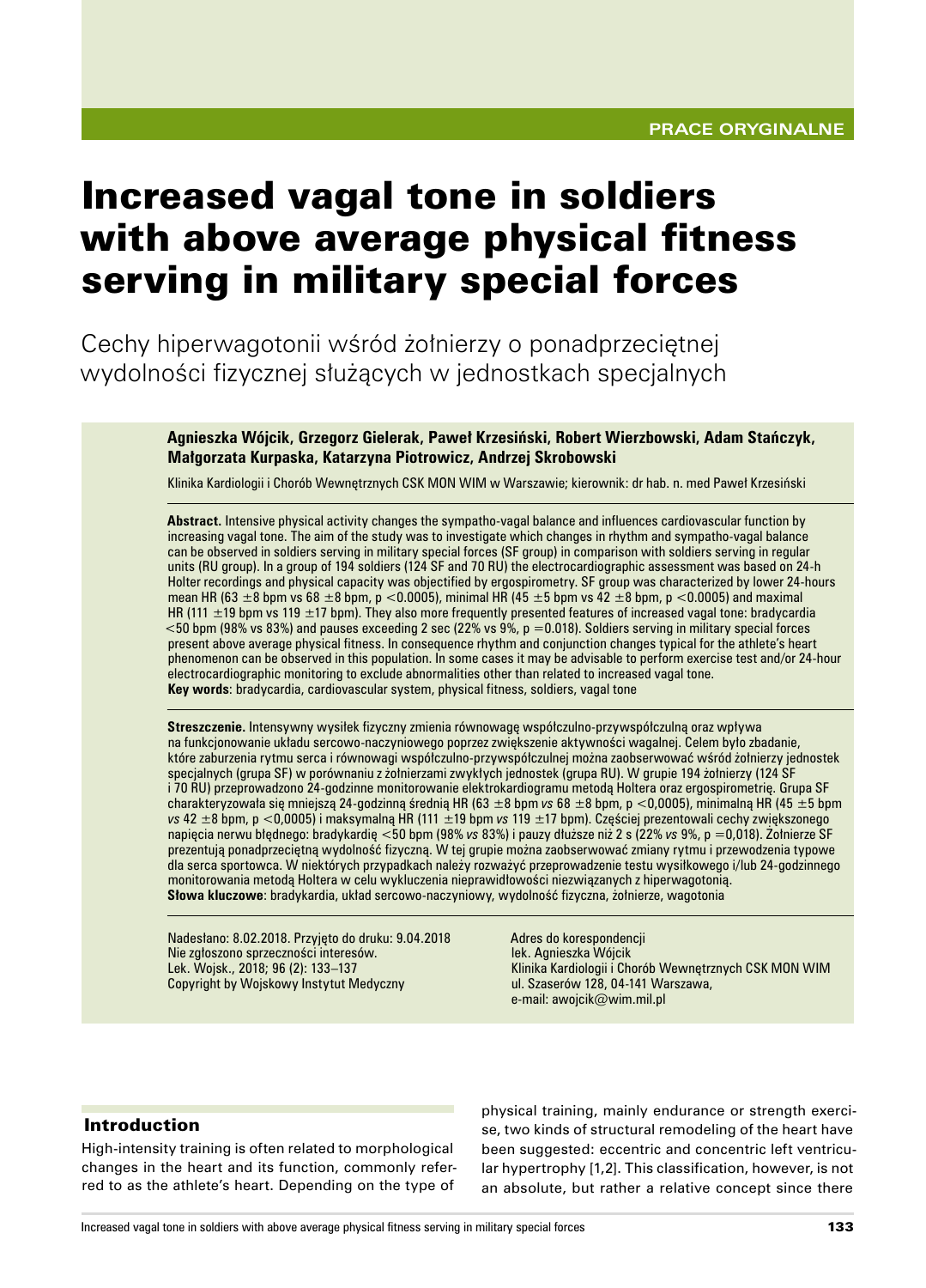PRACE ORYGINALNE

# Increased vagal tone in soldiers with above average physical fitness serving in military special forces

## Cechy hiperwagotonii wśród żołnierzy o ponadprzeciętnej wydolności fizycznej służących w jednostkach specjalnych

**Agnieszka Wójcik, Grzegorz Gielerak, Paweł Krzesiński, Robert Wierzbowski, Adam Stańczyk, Małgorzata Kurpaska, Katarzyna Piotrowicz, Andrzej Skrobowski**

Klinika Kardiologii i Chorób Wewnętrznych CSK MON WIM w Warszawie; kierownik: dr hab. n. med Paweł Krzesiński

**Abstract.** Intensive physical activity changes the sympatho-vagal balance and influences cardiovascular function by increasing vagal tone. The aim of the study was to investigate which changes in rhythm and sympatho-vagal balance can be observed in soldiers serving in military special forces (SF group) in comparison with soldiers serving in regular units (RU group). In a group of 194 soldiers (124 SF and 70 RU) the electrocardiographic assessment was based on 24-h Holter recordings and physical capacity was objectified by ergospirometry. SF group was characterized by lower 24-hours mean HR (63 ±8 bpm vs 68 ±8 bpm, $p < 0.0005$), minimal HR (45 ±5 bpm vs 42 ±8 bpm, $p < 0.0005$) and maximal HR (111 ±19 bpm vs 119 ±17 bpm). They also more frequently presented features of increased vagal tone: bradycardia <50 bpm (98% vs 83%) and pauses exceeding 2 sec (22% vs 9%, $p = 0.018$). Soldiers serving in military special forces present above average physical fitness. In consequence rhythm and conjunction changes typical for the athlete's heart phenomenon can be observed in this population. In some cases it may be advisable to perform exercise test and/or 24-hour electrocardiographic monitoring to exclude abnormalities other than related to increased vagal tone.
**Key words**: bradycardia, cardiovascular system, physical fitness, soldiers, vagal tone

**Streszczenie.** Intensywny wysiłek fizyczny zmienia równowagę współczulno-przywspółczulną oraz wpływa na funkcjonowanie układu sercowo-naczyniowego poprzez zwiększenie aktywności wagalnej. Celem było zbadanie, które zaburzenia rytmu serca i równowagi współczulno-przywspółczulnej można zaobserwować wśród żołnierzy jednostek specjalnych (grupa SF) w porównaniu z żołnierzami zwykłych jednostek (grupa RU). W grupie 194 żołnierzy (124 SF i 70 RU) przeprowadzono 24-godzinne monitorowanie elektrokardiogramu metodą Holtera oraz ergospirometrię. Grupa SF charakteryzowała się mniejszą 24-godzinną średnią HR (63 ±8 bpm *vs* 68 ±8 bpm, $p < 0{,}0005$), minimalną HR (45 ±5 bpm *vs* 42 ±8 bpm, $p < 0{,}0005$) i maksymalną HR (111 ±19 bpm *vs* 119 ±17 bpm). Częściej prezentowali cechy zwiększonego napięcia nerwu błędnego: bradykardię <50 bpm (98% *vs* 83%) i pauzy dłuższe niż 2 s (22% *vs* 9%, $p = 0{,}018$). Żołnierze SF prezentują ponadprzeciętną wydolność fizyczną. W tej grupie można zaobserwować zmiany rytmu i przewodzenia typowe dla serca sportowca. W niektórych przypadkach należy rozważyć przeprowadzenie testu wysiłkowego i/lub 24-godzinnego monitorowania metodą Holtera w celu wykluczenia nieprawidłowości niezwiązanych z hiperwagotonią.
**Słowa kluczowe**: bradykardia, układ sercowo-naczyniowy, wydolność fizyczna, żołnierze, wagotonia

Nadesłano: 8.02.2018. Przyjęto do druku: 9.04.2018
Nie zgłoszono sprzeczności interesów.
Lek. Wojsk., 2018; 96 (2): 133–137
Copyright by Wojskowy Instytut Medyczny

Adres do korespondencji
lek. Agnieszka Wójcik
Klinika Kardiologii i Chorób Wewnętrznych CSK MON WIM
ul. Szaserów 128, 04-141 Warszawa,
e-mail: awojcik@wim.mil.pl

## Introduction

High-intensity training is often related to morphological changes in the heart and its function, commonly referred to as the athlete's heart. Depending on the type of physical training, mainly endurance or strength exercise, two kinds of structural remodeling of the heart have been suggested: eccentric and concentric left ventricular hypertrophy [1,2]. This classification, however, is not an absolute, but rather a relative concept since there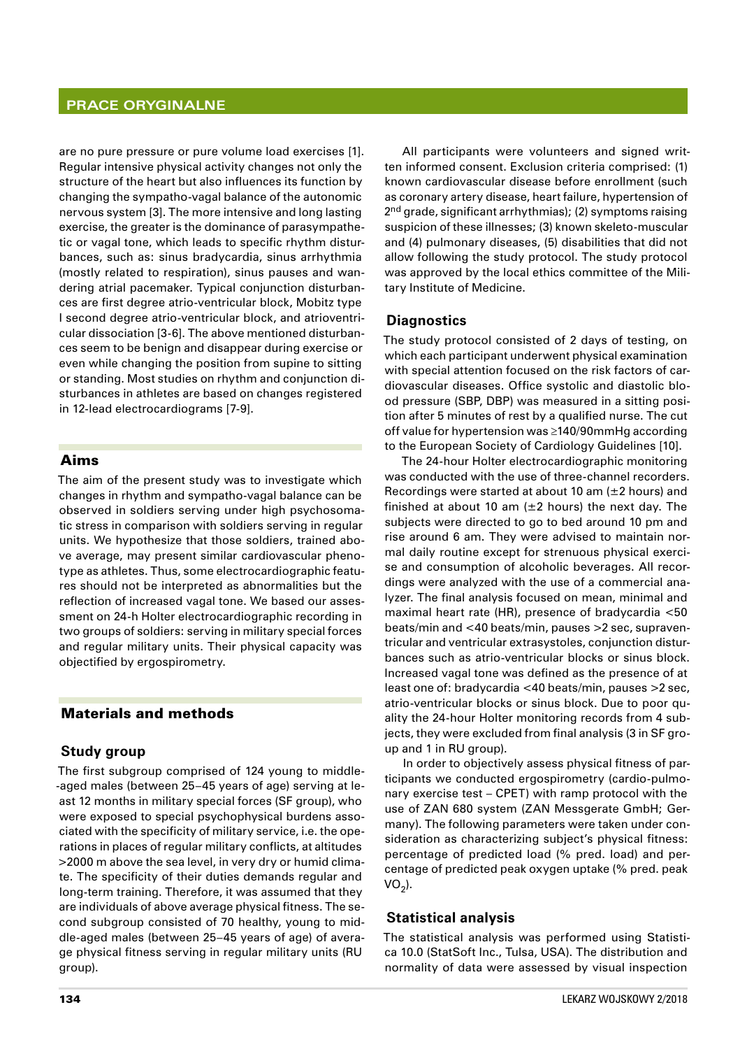are no pure pressure or pure volume load exercises [1]. Regular intensive physical activity changes not only the structure of the heart but also influences its function by changing the sympatho-vagal balance of the autonomic nervous system [3]. The more intensive and long lasting exercise, the greater is the dominance of parasympathetic or vagal tone, which leads to specific rhythm disturbances, such as: sinus bradycardia, sinus arrhythmia (mostly related to respiration), sinus pauses and wandering atrial pacemaker. Typical conjunction disturbances are first degree atrio-ventricular block, Mobitz type I second degree atrio-ventricular block, and atrioventricular dissociation [3-6]. The above mentioned disturbances seem to be benign and disappear during exercise or even while changing the position from supine to sitting or standing. Most studies on rhythm and conjunction disturbances in athletes are based on changes registered in 12-lead electrocardiograms [7-9].

## Aims

The aim of the present study was to investigate which changes in rhythm and sympatho-vagal balance can be observed in soldiers serving under high psychosomatic stress in comparison with soldiers serving in regular units. We hypothesize that those soldiers, trained above average, may present similar cardiovascular phenotype as athletes. Thus, some electrocardiographic features should not be interpreted as abnormalities but the reflection of increased vagal tone. We based our assessment on 24-h Holter electrocardiographic recording in two groups of soldiers: serving in military special forces and regular military units. Their physical capacity was objectified by ergospirometry.

## Materials and methods

### Study group

The first subgroup comprised of 124 young to middle-aged males (between 25–45 years of age) serving at least 12 months in military special forces (SF group), who were exposed to special psychophysical burdens associated with the specificity of military service, i.e. the operations in places of regular military conflicts, at altitudes >2000 m above the sea level, in very dry or humid climate. The specificity of their duties demands regular and long-term training. Therefore, it was assumed that they are individuals of above average physical fitness. The second subgroup consisted of 70 healthy, young to middle-aged males (between 25–45 years of age) of average physical fitness serving in regular military units (RU group).

All participants were volunteers and signed written informed consent. Exclusion criteria comprised: (1) known cardiovascular disease before enrollment (such as coronary artery disease, heart failure, hypertension of 2nd grade, significant arrhythmias); (2) symptoms raising suspicion of these illnesses; (3) known skeleto-muscular and (4) pulmonary diseases, (5) disabilities that did not allow following the study protocol. The study protocol was approved by the local ethics committee of the Military Institute of Medicine.

### Diagnostics

The study protocol consisted of 2 days of testing, on which each participant underwent physical examination with special attention focused on the risk factors of cardiovascular diseases. Office systolic and diastolic blood pressure (SBP, DBP) was measured in a sitting position after 5 minutes of rest by a qualified nurse. The cut off value for hypertension was ≥140/90mmHg according to the European Society of Cardiology Guidelines [10].

The 24-hour Holter electrocardiographic monitoring was conducted with the use of three-channel recorders. Recordings were started at about 10 am (±2 hours) and finished at about 10 am (±2 hours) the next day. The subjects were directed to go to bed around 10 pm and rise around 6 am. They were advised to maintain normal daily routine except for strenuous physical exercise and consumption of alcoholic beverages. All recordings were analyzed with the use of a commercial analyzer. The final analysis focused on mean, minimal and maximal heart rate (HR), presence of bradycardia <50 beats/min and <40 beats/min, pauses >2 sec, supraventricular and ventricular extrasystoles, conjunction disturbances such as atrio-ventricular blocks or sinus block. Increased vagal tone was defined as the presence of at least one of: bradycardia <40 beats/min, pauses >2 sec, atrio-ventricular blocks or sinus block. Due to poor quality the 24-hour Holter monitoring records from 4 subjects, they were excluded from final analysis (3 in SF group and 1 in RU group).

In order to objectively assess physical fitness of participants we conducted ergospirometry (cardio-pulmonary exercise test – CPET) with ramp protocol with the use of ZAN 680 system (ZAN Messgerate GmbH; Germany). The following parameters were taken under consideration as characterizing subject's physical fitness: percentage of predicted load (% pred. load) and percentage of predicted peak oxygen uptake (% pred. peak $VO_2$).

### Statistical analysis

The statistical analysis was performed using Statistica 10.0 (StatSoft Inc., Tulsa, USA). The distribution and normality of data were assessed by visual inspection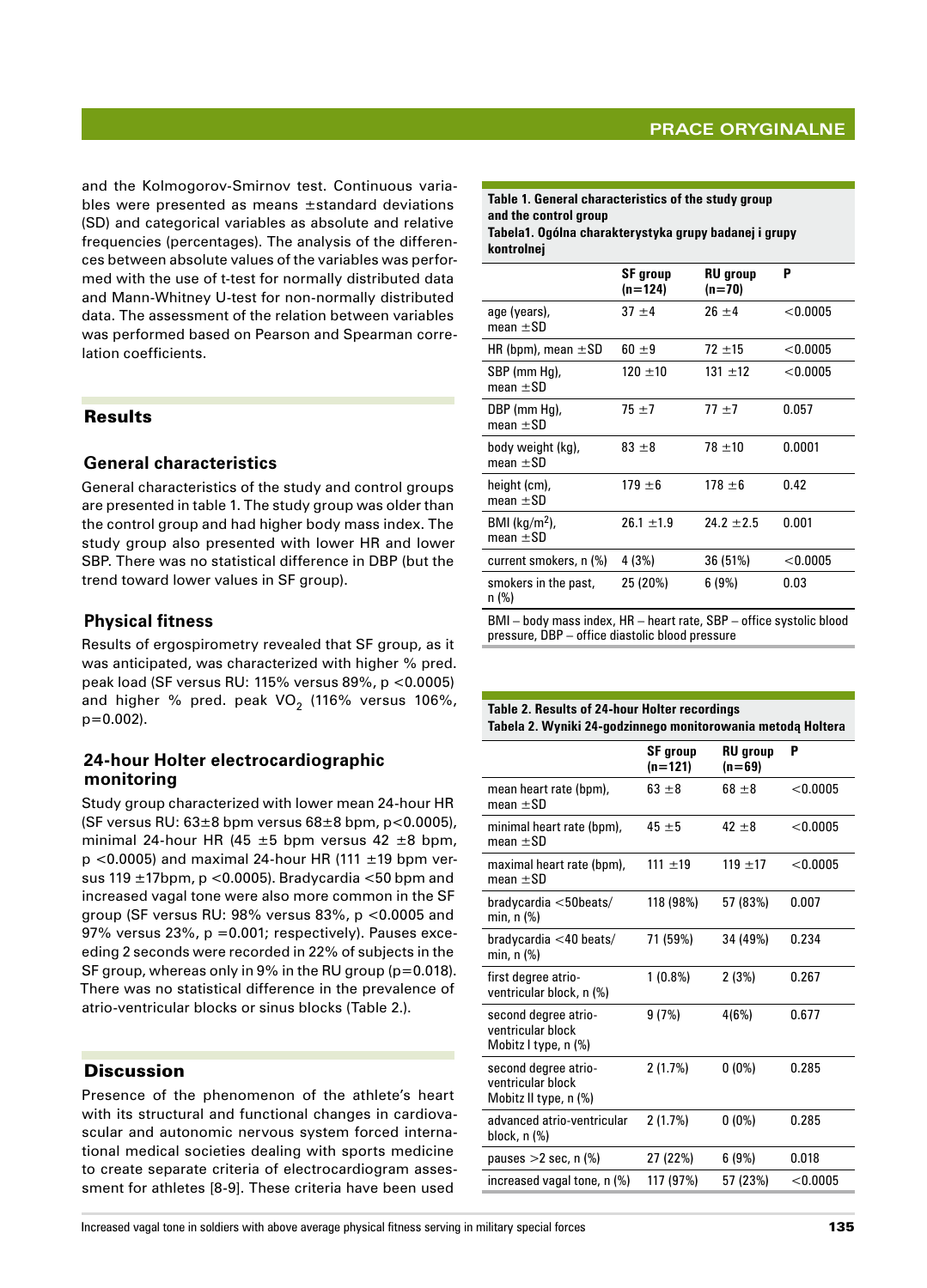and the Kolmogorov-Smirnov test. Continuous variables were presented as means ±standard deviations (SD) and categorical variables as absolute and relative frequencies (percentages). The analysis of the differences between absolute values of the variables was performed with the use of t-test for normally distributed data and Mann-Whitney U-test for non-normally distributed data. The assessment of the relation between variables was performed based on Pearson and Spearman correlation coefficients.

## Results

### General characteristics

General characteristics of the study and control groups are presented in table 1. The study group was older than the control group and had higher body mass index. The study group also presented with lower HR and lower SBP. There was no statistical difference in DBP (but the trend toward lower values in SF group).

### Physical fitness

Results of ergospirometry revealed that SF group, as it was anticipated, was characterized with higher % pred. peak load (SF versus RU: 115% versus 89%, p <0.0005) and higher % pred. peak $VO_2$ (116% versus 106%, p=0.002).

### 24-hour Holter electrocardiographic monitoring

Study group characterized with lower mean 24-hour HR (SF versus RU: 63±8 bpm versus 68±8 bpm, p<0.0005), minimal 24-hour HR (45 ±5 bpm versus 42 ±8 bpm, p <0.0005) and maximal 24-hour HR (111 ±19 bpm versus 119 ±17bpm, p <0.0005). Bradycardia <50 bpm and increased vagal tone were also more common in the SF group (SF versus RU: 98% versus 83%, p <0.0005 and 97% versus 23%, p =0.001; respectively). Pauses exceeding 2 seconds were recorded in 22% of subjects in the SF group, whereas only in 9% in the RU group (p=0.018). There was no statistical difference in the prevalence of atrio-ventricular blocks or sinus blocks (Table 2.).

## Discussion

Presence of the phenomenon of the athlete's heart with its structural and functional changes in cardiovascular and autonomic nervous system forced international medical societies dealing with sports medicine to create separate criteria of electrocardiogram assessment for athletes [8-9]. These criteria have been used

**Table 1. General characteristics of the study group and the control group**
**Tabela1. Ogólna charakterystyka grupy badanej i grupy kontrolnej**

| | SF group (n=124) | RU group (n=70) | P |
|---|---|---|---|
| age (years), mean ±SD | 37 ±4 | 26 ±4 | <0.0005 |
| HR (bpm), mean ±SD | 60 ±9 | 72 ±15 | <0.0005 |
| SBP (mm Hg), mean ±SD | 120 ±10 | 131 ±12 | <0.0005 |
| DBP (mm Hg), mean ±SD | 75 ±7 | 77 ±7 | 0.057 |
| body weight (kg), mean ±SD | 83 ±8 | 78 ±10 | 0.0001 |
| height (cm), mean ±SD | 179 ±6 | 178 ±6 | 0.42 |
| BMI (kg/m$^2$), mean ±SD | 26.1 ±1.9 | 24.2 ±2.5 | 0.001 |
| current smokers, n (%) | 4 (3%) | 36 (51%) | <0.0005 |
| smokers in the past, n (%) | 25 (20%) | 6 (9%) | 0.03 |

BMI – body mass index, HR – heart rate, SBP – office systolic blood pressure, DBP – office diastolic blood pressure

**Table 2. Results of 24-hour Holter recordings**
**Tabela 2. Wyniki 24-godzinnego monitorowania metodą Holtera**

| | SF group (n=121) | RU group (n=69) | P |
|---|---|---|---|
| mean heart rate (bpm), mean ±SD | 63 ±8 | 68 ±8 | <0.0005 |
| minimal heart rate (bpm), mean ±SD | 45 ±5 | 42 ±8 | <0.0005 |
| maximal heart rate (bpm), mean ±SD | 111 ±19 | 119 ±17 | <0.0005 |
| bradycardia <50beats/min, n (%) | 118 (98%) | 57 (83%) | 0.007 |
| bradycardia <40 beats/min, n (%) | 71 (59%) | 34 (49%) | 0.234 |
| first degree atrio-ventricular block, n (%) | 1 (0.8%) | 2 (3%) | 0.267 |
| second degree atrio-ventricular block Mobitz I type, n (%) | 9 (7%) | 4(6%) | 0.677 |
| second degree atrio-ventricular block Mobitz II type, n (%) | 2 (1.7%) | 0 (0%) | 0.285 |
| advanced atrio-ventricular block, n (%) | 2 (1.7%) | 0 (0%) | 0.285 |
| pauses >2 sec, n (%) | 27 (22%) | 6 (9%) | 0.018 |
| increased vagal tone, n (%) | 117 (97%) | 57 (23%) | <0.0005 |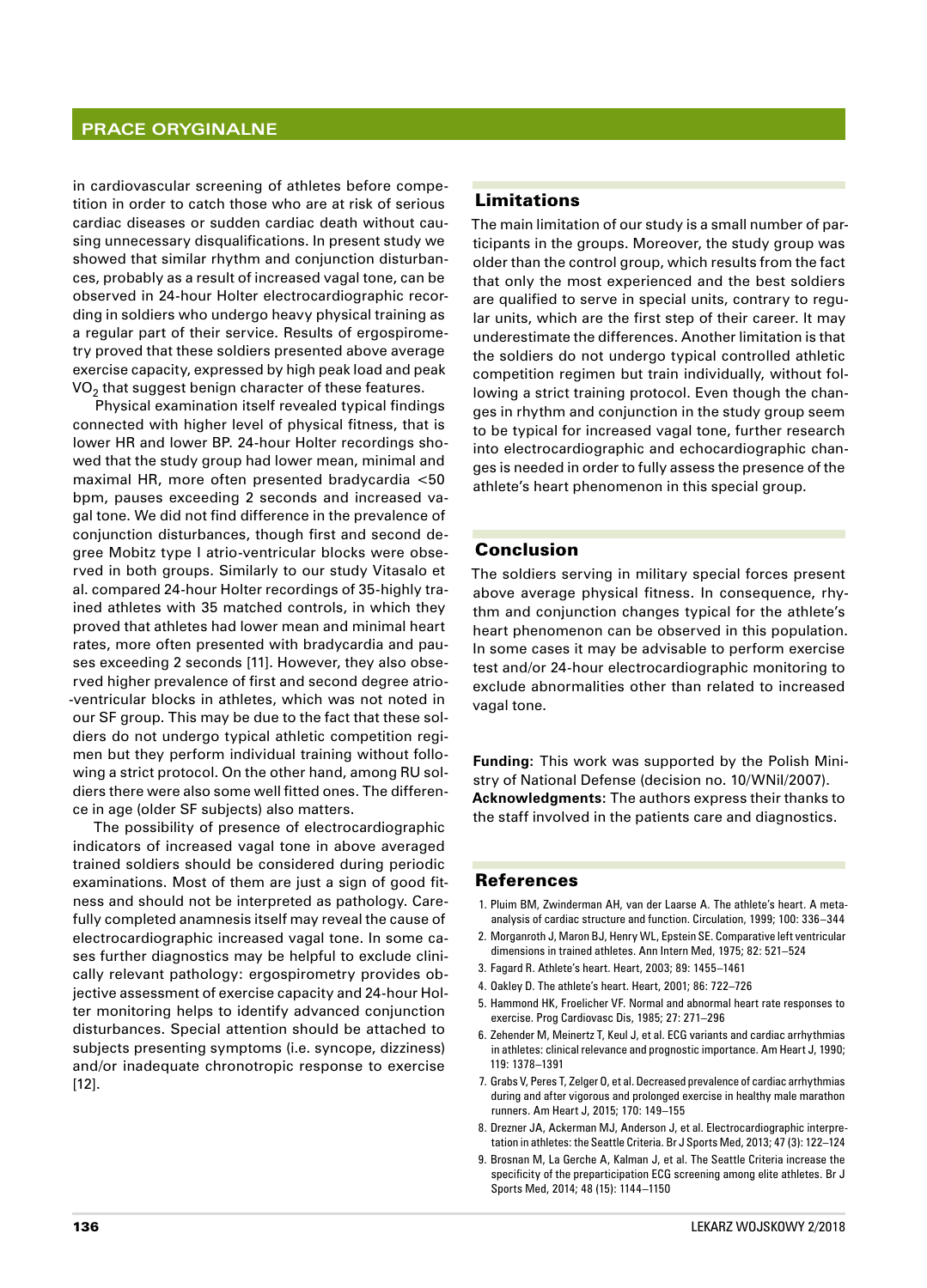in cardiovascular screening of athletes before competition in order to catch those who are at risk of serious cardiac diseases or sudden cardiac death without causing unnecessary disqualifications. In present study we showed that similar rhythm and conjunction disturbances, probably as a result of increased vagal tone, can be observed in 24-hour Holter electrocardiographic recording in soldiers who undergo heavy physical training as a regular part of their service. Results of ergospirometry proved that these soldiers presented above average exercise capacity, expressed by high peak load and peak $VO_2$ that suggest benign character of these features.

Physical examination itself revealed typical findings connected with higher level of physical fitness, that is lower HR and lower BP. 24-hour Holter recordings showed that the study group had lower mean, minimal and maximal HR, more often presented bradycardia <50 bpm, pauses exceeding 2 seconds and increased vagal tone. We did not find difference in the prevalence of conjunction disturbances, though first and second degree Mobitz type I atrio-ventricular blocks were observed in both groups. Similarly to our study Vitasalo et al. compared 24-hour Holter recordings of 35-highly trained athletes with 35 matched controls, in which they proved that athletes had lower mean and minimal heart rates, more often presented with bradycardia and pauses exceeding 2 seconds [11]. However, they also observed higher prevalence of first and second degree atrio-ventricular blocks in athletes, which was not noted in our SF group. This may be due to the fact that these soldiers do not undergo typical athletic competition regimen but they perform individual training without following a strict protocol. On the other hand, among RU soldiers there were also some well fitted ones. The difference in age (older SF subjects) also matters.

The possibility of presence of electrocardiographic indicators of increased vagal tone in above averaged trained soldiers should be considered during periodic examinations. Most of them are just a sign of good fitness and should not be interpreted as pathology. Carefully completed anamnesis itself may reveal the cause of electrocardiographic increased vagal tone. In some cases further diagnostics may be helpful to exclude clinically relevant pathology: ergospirometry provides objective assessment of exercise capacity and 24-hour Holter monitoring helps to identify advanced conjunction disturbances. Special attention should be attached to subjects presenting symptoms (i.e. syncope, dizziness) and/or inadequate chronotropic response to exercise [12].

## Limitations

The main limitation of our study is a small number of participants in the groups. Moreover, the study group was older than the control group, which results from the fact that only the most experienced and the best soldiers are qualified to serve in special units, contrary to regular units, which are the first step of their career. It may underestimate the differences. Another limitation is that the soldiers do not undergo typical controlled athletic competition regimen but train individually, without following a strict training protocol. Even though the changes in rhythm and conjunction in the study group seem to be typical for increased vagal tone, further research into electrocardiographic and echocardiographic changes is needed in order to fully assess the presence of the athlete's heart phenomenon in this special group.

## Conclusion

The soldiers serving in military special forces present above average physical fitness. In consequence, rhythm and conjunction changes typical for the athlete's heart phenomenon can be observed in this population. In some cases it may be advisable to perform exercise test and/or 24-hour electrocardiographic monitoring to exclude abnormalities other than related to increased vagal tone.

**Funding:** This work was supported by the Polish Ministry of National Defense (decision no. 10/WNiI/2007).
**Acknowledgments:** The authors express their thanks to the staff involved in the patients care and diagnostics.

## References

1. Pluim BM, Zwinderman AH, van der Laarse A. The athlete's heart. A meta-analysis of cardiac structure and function. Circulation, 1999; 100: 336–344
2. Morganroth J, Maron BJ, Henry WL, Epstein SE. Comparative left ventricular dimensions in trained athletes. Ann Intern Med, 1975; 82: 521–524
3. Fagard R. Athlete's heart. Heart, 2003; 89: 1455–1461
4. Oakley D. The athlete's heart. Heart, 2001; 86: 722–726
5. Hammond HK, Froelicher VF. Normal and abnormal heart rate responses to exercise. Prog Cardiovasc Dis, 1985; 27: 271–296
6. Zehender M, Meinertz T, Keul J, et al. ECG variants and cardiac arrhythmias in athletes: clinical relevance and prognostic importance. Am Heart J, 1990; 119: 1378–1391
7. Grabs V, Peres T, Zelger O, et al. Decreased prevalence of cardiac arrhythmias during and after vigorous and prolonged exercise in healthy male marathon runners. Am Heart J, 2015; 170: 149–155
8. Drezner JA, Ackerman MJ, Anderson J, et al. Electrocardiographic interpretation in athletes: the Seattle Criteria. Br J Sports Med, 2013; 47 (3): 122–124
9. Brosnan M, La Gerche A, Kalman J, et al. The Seattle Criteria increase the specificity of the preparticipation ECG screening among elite athletes. Br J Sports Med, 2014; 48 (15): 1144–1150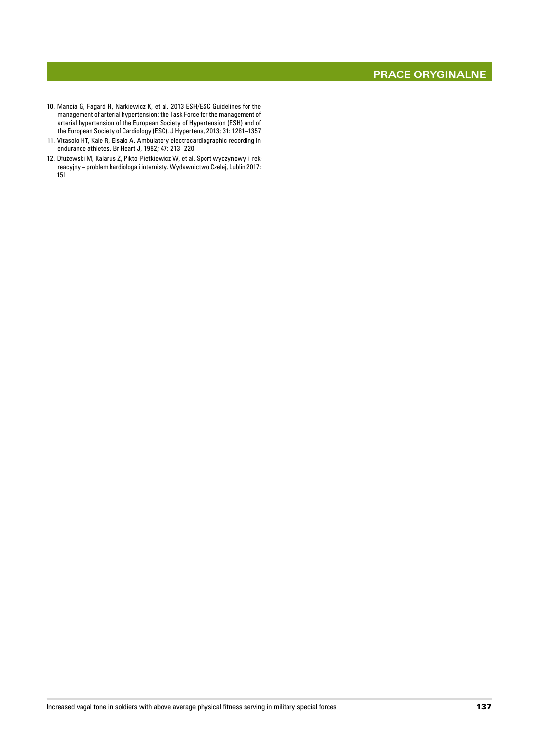10. Mancia G, Fagard R, Narkiewicz K, et al. 2013 ESH/ESC Guidelines for the management of arterial hypertension: the Task Force for the management of arterial hypertension of the European Society of Hypertension (ESH) and of the European Society of Cardiology (ESC). J Hypertens, 2013; 31: 1281–1357
11. Vitasolo HT, Kale R, Eisalo A. Ambulatory electrocardiographic recording in endurance athletes. Br Heart J, 1982; 47: 213–220
12. Dłużewski M, Kalarus Z, Pikto-Pietkiewicz W, et al. Sport wyczynowy i rekreacyjny – problem kardiologa i internisty. Wydawnictwo Czelej, Lublin 2017: 151